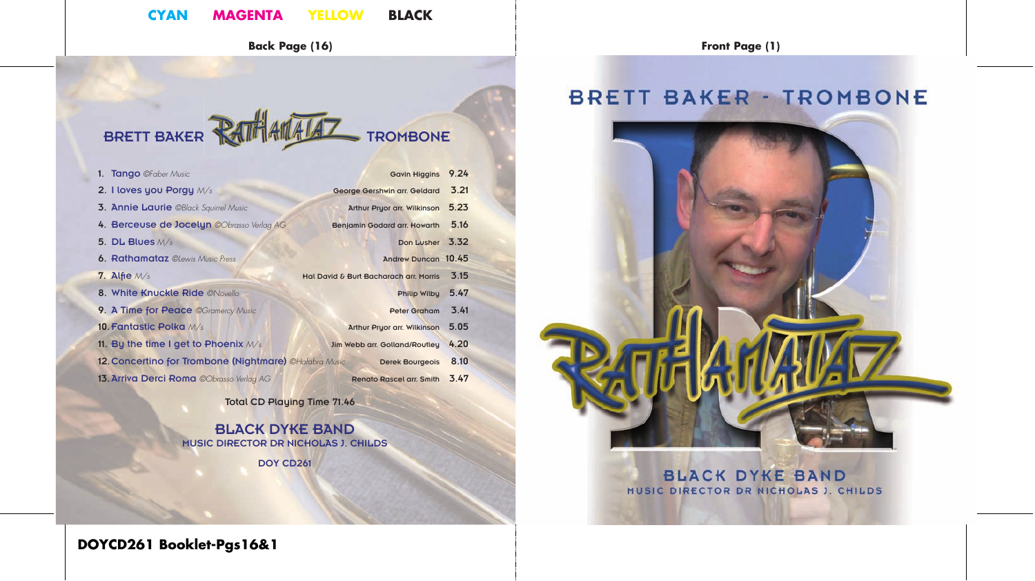CYAN MAGENTA YELLOW BLACK

Back Page (16)

# BRETT BAKER RATHAMATAZ TROMBONE

| | Title | Composer/Arranger | Time |
|---|---|---|---|
| 1. | Tango *©Faber Music* | Gavin Higgins | 9.24 |
| 2. | I loves you Porgy *M/s* | George Gershwin arr. Geldard | 3.21 |
| 3. | Annie Laurie *©Black Squirrel Music* | Arthur Pryor arr. Wilkinson | 5.23 |
| 4. | Berceuse de Jocelyn *©Obrasso Verlag AG* | Benjamin Godard arr. Howarth | 5.16 |
| 5. | DL Blues *M/s* | Don Lusher | 3.32 |
| 6. | Rathamataz *©Lewis Music Press* | Andrew Duncan | 10.45 |
| 7. | Alfie *M/s* | Hal David & Burt Bacharach arr. Morris | 3.15 |
| 8. | White Knuckle Ride *©Novello* | Philip Wilby | 5.47 |
| 9. | A Time for Peace *©Gramercy Music* | Peter Graham | 3.41 |
| 10. | Fantastic Polka *M/s* | Arthur Pryor arr. Wilkinson | 5.05 |
| 11. | By the time I get to Phoenix *M/s* | Jim Webb arr. Golland/Routley | 4.20 |
| 12. | Concertino for Trombone (Nightmare) *©Halabra Music* | Derek Bourgeois | 8.10 |
| 13. | Arriva Derci Roma *©Obrasso Verlag AG* | Renato Rascel arr. Smith | 3.47 |

Total CD Playing Time 71.46

## BLACK DYKE BAND

MUSIC DIRECTOR DR NICHOLAS J. CHILDS

DOY CD261

Front Page (1)

# BRETT BAKER - TROMBONE

# RATHAMATAZ

## BLACK DYKE BAND

MUSIC DIRECTOR DR NICHOLAS J. CHILDS

**DOYCD261 Booklet-Pgs16&1**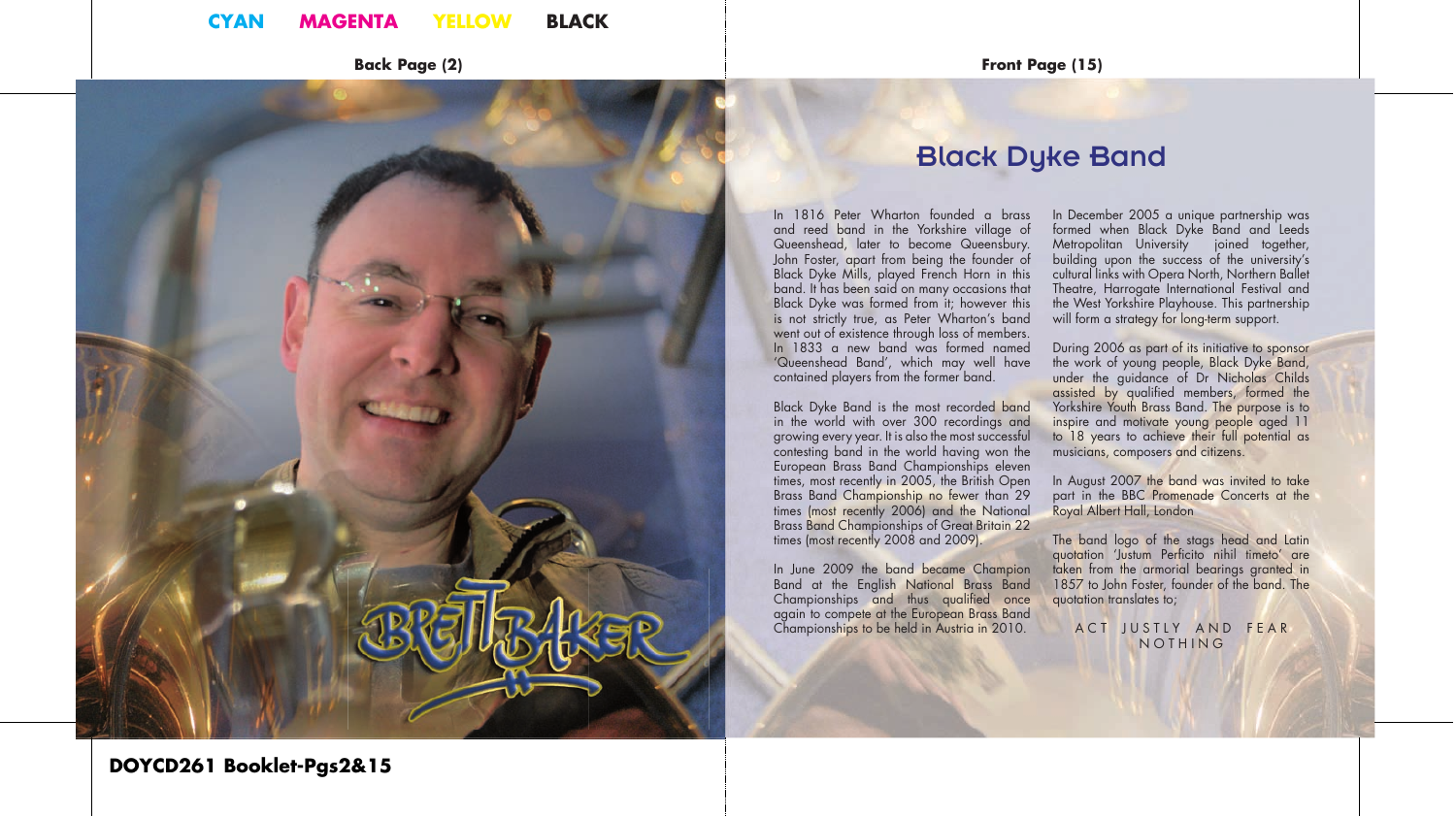# Black Dyke Band

In 1816 Peter Wharton founded a brass and reed band in the Yorkshire village of Queenshead, later to become Queensbury. John Foster, apart from being the founder of Black Dyke Mills, played French Horn in this band. It has been said on many occasions that Black Dyke was formed from it; however this is not strictly true, as Peter Wharton's band went out of existence through loss of members. In 1833 a new band was formed named 'Queenshead Band', which may well have contained players from the former band.

Black Dyke Band is the most recorded band in the world with over 300 recordings and growing every year. It is also the most successful contesting band in the world having won the European Brass Band Championships eleven times, most recently in 2005, the British Open Brass Band Championship no fewer than 29 times (most recently 2006) and the National Brass Band Championships of Great Britain 22 times (most recently 2008 and 2009).

In June 2009 the band became Champion Band at the English National Brass Band Championships and thus qualified once again to compete at the European Brass Band Championships to be held in Austria in 2010.

In December 2005 a unique partnership was formed when Black Dyke Band and Leeds Metropolitan University joined together, building upon the success of the university's cultural links with Opera North, Northern Ballet Theatre, Harrogate International Festival and the West Yorkshire Playhouse. This partnership will form a strategy for long-term support.

During 2006 as part of its initiative to sponsor the work of young people, Black Dyke Band, under the guidance of Dr Nicholas Childs assisted by qualified members, formed the Yorkshire Youth Brass Band. The purpose is to inspire and motivate young people aged 11 to 18 years to achieve their full potential as musicians, composers and citizens.

In August 2007 the band was invited to take part in the BBC Promenade Concerts at the Royal Albert Hall, London

The band logo of the stags head and Latin quotation 'Justum Perficito nihil timeto' are taken from the armorial bearings granted in 1857 to John Foster, founder of the band. The quotation translates to;

ACT JUSTLY AND FEAR NOTHING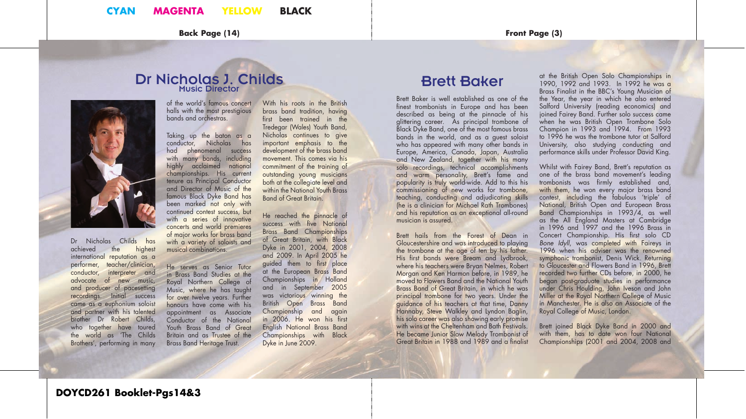## Dr Nicholas J. Childs

### Music Director

Dr Nicholas Childs has achieved the highest international reputation as a performer, teacher/clinician, conductor, interpreter and advocate of new music, and producer of pacesetting recordings. Initial success came as a euphonium soloist and partner with his talented brother Dr Robert Childs, who together have toured the world as 'The Childs Brothers', performing in many of the world's famous concert halls with the most prestigious bands and orchestras.

Taking up the baton as a conductor, Nicholas has had phenomenal success with many bands, including highly acclaimed national championships. His current tenure as Principal Conductor and Director of Music of the famous Black Dyke Band has been marked not only with continued contest success, but with a series of innovative concerts and world premieres of major works for brass band with a variety of soloists and musical combinations.

He serves as Senior Tutor in Brass Band Studies at the Royal Northern College of Music, where he has taught for over twelve years. Further honours have come with his appointment as Associate Conductor of the National Youth Brass Band of Great Britain and as Trustee of the Brass Band Heritage Trust.

With his roots in the British brass band tradition, having first been trained in the Tredegar (Wales) Youth Band, Nicholas continues to give important emphasis to the development of the brass band movement. This comes via his commitment of the training of outstanding young musicians both at the collegiate level and within the National Youth Brass Band of Great Britain.

He reached the pinnacle of success with five National Brass Band Championships of Great Britain, with Black Dyke in 2001, 2004, 2008 and 2009. In April 2005 he guided them to first place at the European Brass Band Championships in Holland and in September 2005 was victorious winning the British Open Brass Band Championship and again in 2006. He won his first English National Brass Band Championships with Black Dyke in June 2009.

## Brett Baker

Brett Baker is well established as one of the finest trombonists in Europe and has been described as being at the pinnacle of his glittering career. As principal trombone of Black Dyke Band, one of the most famous brass bands in the world, and as a guest soloist who has appeared with many other bands in Europe, America, Canada, Japan, Australia and New Zealand, together with his many solo recordings, technical accomplishments and warm personality, Brett's fame and popularity is truly world-wide. Add to this his commissioning of new works for trombone, teaching, conducting and adjudicating skills (he is a clinician for Michael Rath Trombones) and his reputation as an exceptional all-round musician is assured.

Brett hails from the Forest of Dean in Gloucestershire and was introduced to playing the trombone at the age of ten by his father. His first bands were Bream and Lydbrook, where his teachers were Bryan Nelmes, Robert Morgan and Ken Harmon before, in 1989, he moved to Flowers Band and the National Youth Brass Band of Great Britain, in which he was principal trombone for two years. Under the guidance of his teachers at that time, Danny Hannaby, Steve Walkley and Lyndon Baglin, his solo career was also showing early promise with wins at the Cheltenham and Bath Festivals. He became Junior Slow Melody Trombonist of Great Britain in 1988 and 1989 and a finalist at the British Open Solo Championships in 1990, 1992 and 1993. In 1992 he was a Brass Finalist in the BBC's Young Musician of the Year, the year in which he also entered Salford University (reading economics) and joined Fairey Band. Further solo success came when he was British Open Trombone Solo Champion in 1993 and 1994. From 1993 to 1996 he was the trombone tutor at Salford University, also studying conducting and performance skills under Professor David King.

Whilst with Fairey Band, Brett's reputation as one of the brass band movement's leading trombonists was firmly established and, with them, he won every major brass band contest, including the fabulous 'triple' of National, British Open and European Brass Band Championships in 1993/4, as well as the All England Masters at Cambridge in 1996 and 1997 and the 1996 Brass in Concert Championship. His first solo CD *Bone Idyll*, was completed with Faireys in 1996 when his adviser was the renowned symphonic trombonist, Denis Wick. Returning to Gloucester and Flowers Band in 1996, Brett recorded two further CDs before, in 2000, he began post-graduate studies in performance under Chris Houlding, John Iveson and John Miller at the Royal Northern College of Music in Manchester. He is also an Associate of the Royal College of Music, London.

Brett joined Black Dyke Band in 2000 and with them, has to date won four National Championships (2001 and 2004, 2008 and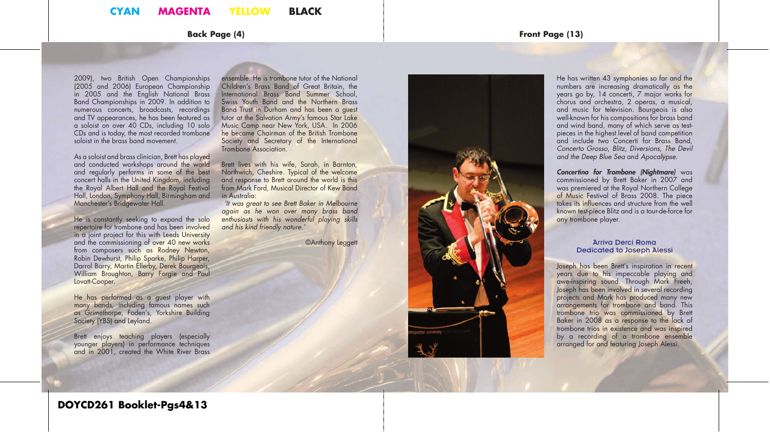2009), two British Open Championships (2005 and 2006) European Championship in 2005 and the English National Brass Band Championships in 2009. In addition to numerous concerts, broadcasts, recordings and TV appearances, he has been featured as a soloist on over 40 CDs, including 10 solo CDs and is today, the most recorded trombone soloist in the brass band movement.

As a soloist and brass clinician, Brett has played and conducted workshops around the world and regularly performs in some of the best concert halls in the United Kingdom, including the Royal Albert Hall and the Royal Festival Hall, London, Symphony Hall, Birmingham and Manchester's Bridgewater Hall.

He is constantly seeking to expand the solo repertoire for trombone and has been involved in a joint project for this with Leeds University and the commissioning of over 40 new works from composers such as Rodney Newton, Robin Dewhurst, Philip Sparke, Philip Harper, Darrol Barry, Martin Ellerby, Derek Bourgeois, William Broughton, Barry Forgie and Paul Lovatt-Cooper.

He has performed as a guest player with many bands, including famous names such as Grimethorpe, Foden's, Yorkshire Building Society (YBS) and Leyland.

Brett enjoys teaching players (especially younger players) in performance techniques and in 2001, created the White River Brass ensemble. He is trombone tutor of the National Children's Brass Band of Great Britain, the International Brass Band Summer School, Swiss Youth Band and the Northern Brass Band Trust in Durham and has been a guest tutor at the Salvation Army's famous Star Lake Music Camp near New York, USA. In 2006 he became Chairman of the British Trombone Society and Secretary of the International Trombone Association.

Brett lives with his wife, Sarah, in Barnton, Northwich, Cheshire. Typical of the welcome and response to Brett around the world is this from Mark Ford, Musical Director of Kew Band in Australia:

*'It was great to see Brett Baker in Melbourne again as he won over many brass band enthusiasts with his wonderful playing skills and his kind friendly nature.'*

©Anthony Leggett

He has written 43 symphonies so far and the numbers are increasing dramatically as the years go by, 14 concerti, 7 major works for chorus and orchestra, 2 operas, a musical, and music for television. Bourgeois is also well-known for his compositions for brass band and wind band, many of which serve as test-pieces in the highest level of band competition and include two Concerti for Brass Band, *Concerto Grosso*, *Blitz*, *Diversions*, *The Devil and the Deep Blue Sea* and *Apocalypse*.

***Concertino for Trombone (Nightmare)*** was commissioned by Brett Baker in 2007 and was premiered at the Royal Northern College of Music Festival of Brass 2008. The piece takes its influences and structure from the well known test-piece Blitz and is a tour-de-force for any trombone player.

### Arriva Derci Roma
### Dedicated to Joseph Alessi

Joseph has been Brett's inspiration in recent years due to his impeccable playing and awe-inspiring sound. Through Mark Freeh, Joseph has been involved in several recording projects and Mark has produced many new arrangements for trombone and band. This trombone trio was commissioned by Brett Baker in 2008 as a response to the lack of trombone trios in existence and was inspired by a recording of a trombone ensemble arranged for and featuring Joseph Alessi.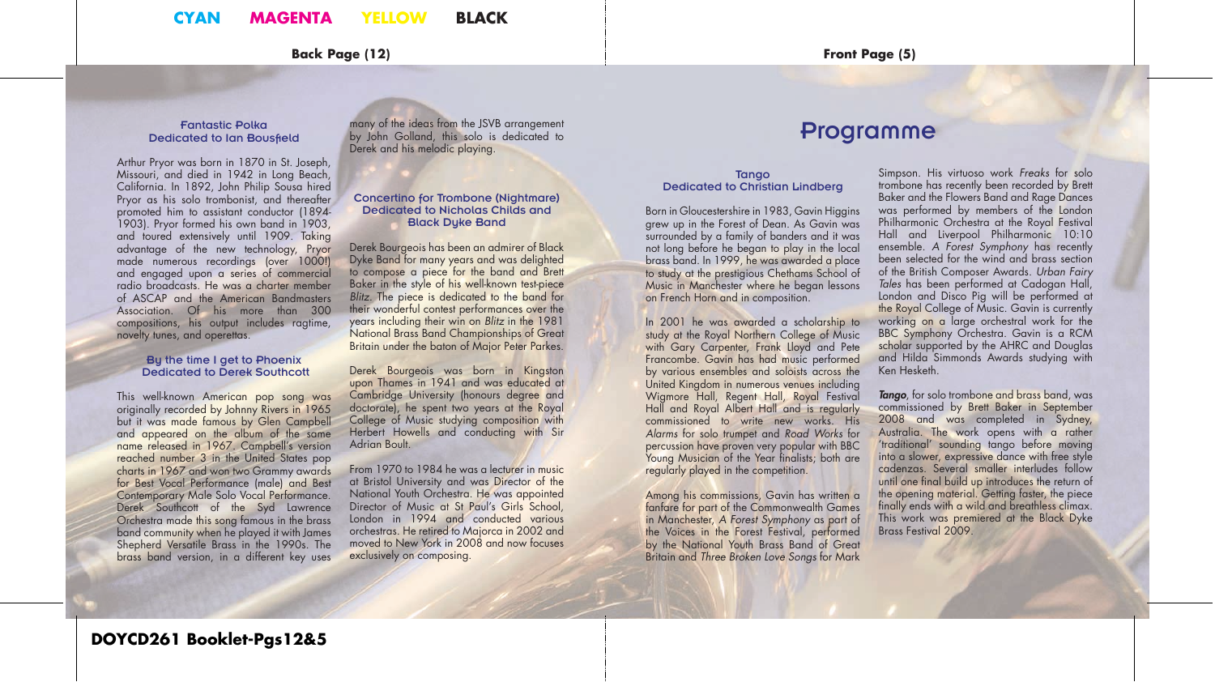## Fantastic Polka
### Dedicated to Ian Bousfield

Arthur Pryor was born in 1870 in St. Joseph, Missouri, and died in 1942 in Long Beach, California. In 1892, John Philip Sousa hired Pryor as his solo trombonist, and thereafter promoted him to assistant conductor (1894-1903). Pryor formed his own band in 1903, and toured extensively until 1909. Taking advantage of the new technology, Pryor made numerous recordings (over 1000!) and engaged upon a series of commercial radio broadcasts. He was a charter member of ASCAP and the American Bandmasters Association. Of his more than 300 compositions, his output includes ragtime, novelty tunes, and operettas.

## By the time I get to Phoenix
### Dedicated to Derek Southcott

This well-known American pop song was originally recorded by Johnny Rivers in 1965 but it was made famous by Glen Campbell and appeared on the album of the same name released in 1967. Campbell's version reached number 3 in the United States pop charts in 1967 and won two Grammy awards for Best Vocal Performance (male) and Best Contemporary Male Solo Vocal Performance. Derek Southcott of the Syd Lawrence Orchestra made this song famous in the brass band community when he played it with James Shepherd Versatile Brass in the 1990s. The brass band version, in a different key uses many of the ideas from the JSVB arrangement by John Golland, this solo is dedicated to Derek and his melodic playing.

## Concertino for Trombone (Nightmare)
### Dedicated to Nicholas Childs and Black Dyke Band

Derek Bourgeois has been an admirer of Black Dyke Band for many years and was delighted to compose a piece for the band and Brett Baker in the style of his well-known test-piece *Blitz*. The piece is dedicated to the band for their wonderful contest performances over the years including their win on *Blitz* in the 1981 National Brass Band Championships of Great Britain under the baton of Major Peter Parkes.

Derek Bourgeois was born in Kingston upon Thames in 1941 and was educated at Cambridge University (honours degree and doctorale), he spent two years at the Royal College of Music studying composition with Herbert Howells and conducting with Sir Adrian Boult.

From 1970 to 1984 he was a lecturer in music at Bristol University and was Director of the National Youth Orchestra. He was appointed Director of Music at St Paul's Girls School, London in 1994 and conducted various orchestras. He retired to Majorca in 2002 and moved to New York in 2008 and now focuses exclusively on composing.

# Programme

## Tango
### Dedicated to Christian Lindberg

Born in Gloucestershire in 1983, Gavin Higgins grew up in the Forest of Dean. As Gavin was surrounded by a family of banders and it was not long before he began to play in the local brass band. In 1999, he was awarded a place to study at the prestigious Chethams School of Music in Manchester where he began lessons on French Horn and in composition.

In 2001 he was awarded a scholarship to study at the Royal Northern College of Music with Gary Carpenter, Frank Lloyd and Pete Francombe. Gavin has had music performed by various ensembles and soloists across the United Kingdom in numerous venues including Wigmore Hall, Regent Hall, Royal Festival Hall and Royal Albert Hall and is regularly commissioned to write new works. His *Alarms* for solo trumpet and *Road Works* for percussion have proven very popular with BBC Young Musician of the Year finalists; both are regularly played in the competition.

Among his commissions, Gavin has written a fanfare for part of the Commonwealth Games in Manchester, *A Forest Symphony* as part of the Voices in the Forest Festival, performed by the National Youth Brass Band of Great Britain and *Three Broken Love Songs* for Mark Simpson. His virtuoso work *Freaks* for solo trombone has recently been recorded by Brett Baker and the Flowers Band and Rage Dances was performed by members of the London Philharmonic Orchestra at the Royal Festival Hall and Liverpool Philharmonic 10:10 ensemble. *A Forest Symphony* has recently been selected for the wind and brass section of the British Composer Awards. *Urban Fairy Tales* has been performed at Cadogan Hall, London and Disco Pig will be performed at the Royal College of Music. Gavin is currently working on a large orchestral work for the BBC Symphony Orchestra. Gavin is a RCM scholar supported by the AHRC and Douglas and Hilda Simmonds Awards studying with Ken Hesketh.

***Tango***, for solo trombone and brass band, was commissioned by Brett Baker in September 2008 and was completed in Sydney, Australia. The work opens with a rather 'traditional' sounding tango before moving into a slower, expressive dance with free style cadenzas. Several smaller interludes follow until one final build up introduces the return of the opening material. Getting faster, the piece finally ends with a wild and breathless climax. This work was premiered at the Black Dyke Brass Festival 2009.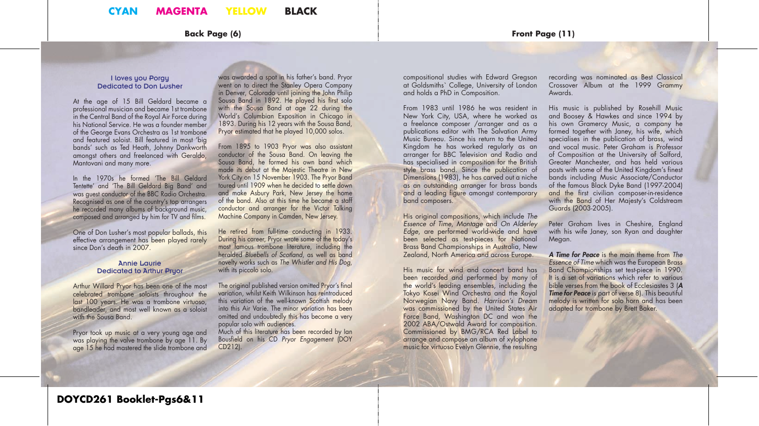### I loves you Porgy
### Dedicated to Don Lusher

At the age of 15 Bill Geldard became a professional musician and became 1st trombone in the Central Band of the Royal Air Force during his National Service. He was a founder member of the George Evans Orchestra as 1st trombone and featured soloist. Bill featured in most 'big bands' such as Ted Heath, Johnny Dankworth amongst others and freelanced with Geraldo, Mantovani and many more.

In the 1970s he formed 'The Bill Geldard Tentette' and 'The Bill Geldard Big Band' and was guest conductor of the BBC Radio Orchestra. Recognised as one of the country's top arrangers he recorded many albums of background music, composed and arranged by him for TV and films.

One of Don Lusher's most popular ballads, this effective arrangement has been played rarely since Don's death in 2007.

### Annie Laurie
### Dedicated to Arthur Pryor

Arthur Willard Pryor has been one of the most celebrated trombone soloists throughout the last 100 years. He was a trombone virtuoso, bandleader, and most well known as a soloist with the Sousa Band.

Pryor took up music at a very young age and was playing the valve trombone by age 11. By age 15 he had mastered the slide trombone and was awarded a spot in his father's band. Pryor went on to direct the Stanley Opera Company in Denver, Colorado until joining the John Philip Sousa Band in 1892. He played his first solo with the Sousa Band at age 22 during the World's Columbian Exposition in Chicago in 1893. During his 12 years with the Sousa Band, Pryor estimated that he played 10,000 solos.

From 1895 to 1903 Pryor was also assistant conductor of the Sousa Band. On leaving the Sousa Band, he formed his own band which made its debut at the Majestic Theatre in New York City on 15 November 1903. The Pryor Band toured until 1909 when he decided to settle down and make Asbury Park, New Jersey the home of the band. Also at this time he became a staff conductor and arranger for the Victor Talking Machine Company in Camden, New Jersey.

He retired from full-time conducting in 1933. During his career, Pryor wrote some of the today's most famous trombone literature, including the heralded *Bluebells of Scotland*, as well as band novelty works such as *The Whistler and His Dog*, with its piccolo solo.

The original published version omitted Pryor's final variation, whilst Keith Wilkinson has reintroduced this variation of the well-known Scottish melody into this Air Varie. The minor variation has been omitted and undoubtedly this has become a very popular solo with audiences.
Much of this literature has been recorded by Ian Bousfield on his CD *Pryor Engagement* (DOY CD212).

compositional studies with Edward Gregson at Goldsmiths` College, University of London and holds a PhD in Composition.

From 1983 until 1986 he was resident in New York City, USA, where he worked as a freelance composer /arranger and as a publications editor with The Salvation Army Music Bureau. Since his return to the United Kingdom he has worked regularly as an arranger for BBC Television and Radio and has specialised in composition for the British style brass band. Since the publication of Dimensions (1983), he has carved out a niche as an outstanding arranger for brass bands and a leading figure amongst contemporary band composers.

His original compositions, which include *The Essence of Time*, *Montage* and *On Alderley Edge*, are performed world-wide and have been selected as test-pieces for National Brass Band Championships in Australia, New Zealand, North America and across Europe.

His music for wind and concert band has been recorded and performed by many of the world's leading ensembles, including the Tokyo Kosei Wind Orchestra and the Royal Norwegian Navy Band. *Harrison's Dream* was commissioned by the United States Air Force Band, Washington DC and won the 2002 ABA/Ostwald Award for composition. Commissioned by BMG/RCA Red Label to arrange and compose an album of xylophone music for virtuoso Evelyn Glennie, the resulting recording was nominated as Best Classical Crossover Album at the 1999 Grammy Awards.

His music is published by Rosehill Music and Boosey & Hawkes and since 1994 by his own Gramercy Music, a company he formed together with Janey, his wife, which specialises in the publication of brass, wind and vocal music. Peter Graham is Professor of Composition at the University of Salford, Greater Manchester, and has held various posts with some of the United Kingdom's finest bands including Music Associate/Conductor of the famous Black Dyke Band (1997-2004) and the first civilian composer-in-residence with the Band of Her Majesty's Coldstream Guards (2003-2005).

Peter Graham lives in Cheshire, England with his wife Janey, son Ryan and daughter Megan.

***A Time for Peace*** is the main theme from *The Essence of Time* which was the European Brass Band Championships set test-piece in 1990. It is a set of variations which refer to various bible verses from the book of Ecclesiastes 3 (***A Time for Peace*** is part of verse 8). This beautiful melody is written for solo horn and has been adapted for trombone by Brett Baker.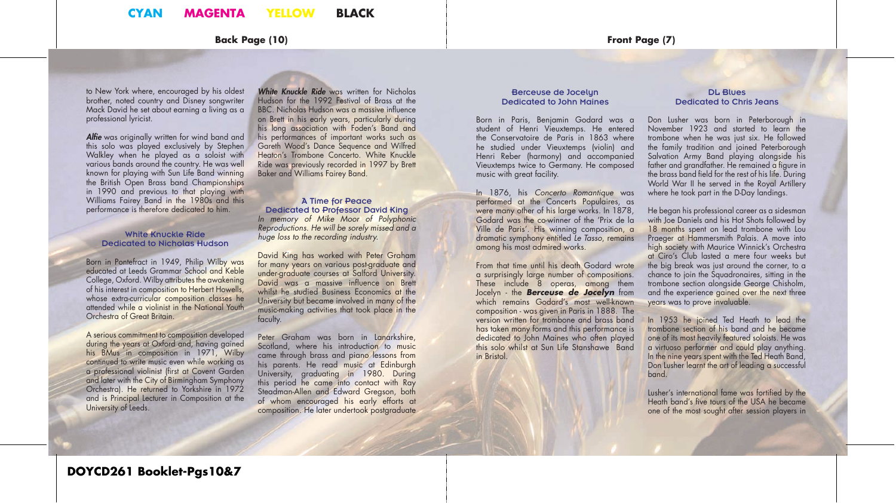to New York where, encouraged by his oldest brother, noted country and Disney songwriter Mack David he set about earning a living as a professional lyricist.

***Alfie*** was originally written for wind band and this solo was played exclusively by Stephen Walkley when he played as a soloist with various bands around the country. He was well known for playing with Sun Life Band winning the British Open Brass band Championships in 1990 and previous to that playing with Williams Fairey Band in the 1980s and this performance is therefore dedicated to him.

### White Knuckle Ride
### Dedicated to Nicholas Hudson

Born in Pontefract in 1949, Philip Wilby was educated at Leeds Grammar School and Keble College, Oxford. Wilby attributes the awakening of his interest in composition to Herbert Howells, whose extra-curricular composition classes he attended while a violinist in the National Youth Orchestra of Great Britain.

A serious commitment to composition developed during the years at Oxford and, having gained his BMus in composition in 1971, Wilby continued to write music even while working as a professional violinist (first at Covent Garden and later with the City of Birmingham Symphony Orchestra). He returned to Yorkshire in 1972 and is Principal Lecturer in Composition at the University of Leeds.

***White Knuckle Ride*** was written for Nicholas Hudson for the 1992 Festival of Brass at the BBC. Nicholas Hudson was a massive influence on Brett in his early years, particularly during his long association with Foden's Band and his performances of important works such as Gareth Wood's Dance Sequence and Wilfred Heaton's Trombone Concerto. White Knuckle Ride was previously recorded in 1997 by Brett Baker and Williams Fairey Band.

### A Time for Peace
### Dedicated to Professor David King

*In memory of Mike Moor of Polyphonic Reproductions. He will be sorely missed and a huge loss to the recording industry.*

David King has worked with Peter Graham for many years on various post-graduate and under-graduate courses at Salford University. David was a massive influence on Brett whilst he studied Business Economics at the University but became involved in many of the music-making activities that took place in the faculty.

Peter Graham was born in Lanarkshire, Scotland, where his introduction to music came through brass and piano lessons from his parents. He read music at Edinburgh University, graduating in 1980. During this period he came into contact with Ray Steadman-Allen and Edward Gregson, both of whom encouraged his early efforts at composition. He later undertook postgraduate

### Berceuse de Jocelyn
### Dedicated to John Maines

Born in Paris, Benjamin Godard was a student of Henri Vieuxtemps. He entered the Conservatoire de Paris in 1863 where he studied under Vieuxtemps (violin) and Henri Reber (harmony) and accompanied Vieuxtemps twice to Germany. He composed music with great facility.

In 1876, his *Concerto Romantique* was performed at the Concerts Populaires, as were many other of his large works. In 1878, Godard was the co-winner of the 'Prix de la Ville de Paris'. His winning composition, a dramatic symphony entitled *Le Tasso*, remains among his most admired works.

From that time until his death Godard wrote a surprisingly large number of compositions. These include 8 operas, among them Jocelyn - the ***Berceuse de Jocelyn*** from which remains Godard's most well-known composition - was given in Paris in 1888. The version written for trombone and brass band has taken many forms and this performance is dedicated to John Maines who often played this solo whilst at Sun Life Stanshawe Band in Bristol.

### DL Blues
### Dedicated to Chris Jeans

Don Lusher was born in Peterborough in November 1923 and started to learn the trombone when he was just six. He followed the family tradition and joined Peterborough Salvation Army Band playing alongside his father and grandfather. He remained a figure in the brass band field for the rest of his life. During World War II he served in the Royal Artillery where he took part in the D-Day landings.

He began his professional career as a sidesman with Joe Daniels and his Hot Shots followed by 18 months spent on lead trombone with Lou Praeger at Hammersmith Palais. A move into high society with Maurice Winnick's Orchestra at Ciro's Club lasted a mere four weeks but the big break was just around the corner, to a chance to join the Squadronaires, sitting in the trombone section alongside George Chisholm, and the experience gained over the next three years was to prove invaluable.

In 1953 he joined Ted Heath to lead the trombone section of his band and he became one of its most heavily featured soloists. He was a virtuoso performer and could play anything. In the nine years spent with the Ted Heath Band, Don Lusher learnt the art of leading a successful band.

Lusher's international fame was fortified by the Heath band's five tours of the USA he became one of the most sought after session players in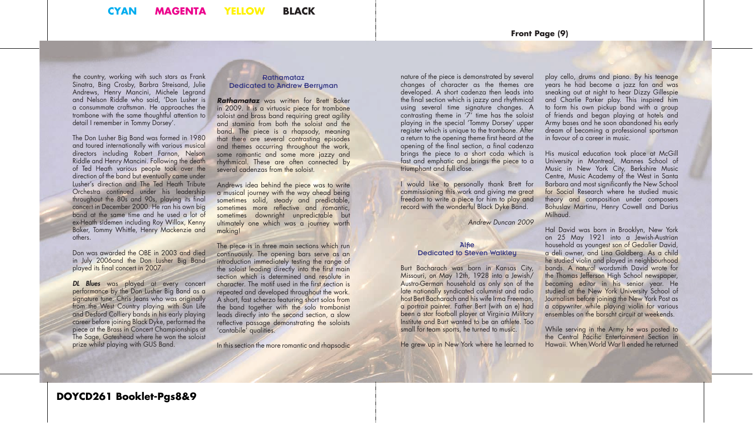the country, working with such stars as Frank Sinatra, Bing Crosby, Barbra Streisand, Julie Andrews, Henry Mancini, Michele Legrand and Nelson Riddle who said, 'Don Lusher is a consummate craftsman. He approaches the trombone with the same thoughtful attention to detail I remember in Tommy Dorsey'.

The Don Lusher Big Band was formed in 1980 and toured internationally with various musical directors including Robert Farnon, Nelson Riddle and Henry Mancini. Following the death of Ted Heath various people took over the direction of the band but eventually came under Lusher's direction and The Ted Heath Tribute Orchestra continued under his leadership throughout the 80s and 90s, playing its final concert in December 2000. He ran his own big band at the same time and he used a lot of ex-Heath sidemen including Roy Willox, Kenny Baker, Tommy Whittle, Henry Mackenzie and others.

Don was awarded the OBE in 2003 and died in July 2006and the Don Lusher Big Band played its final concert in 2007.

***DL Blues*** was played at every concert performance by the Don Lusher Big Band as a signature tune. Chris Jeans who was originally from the West Country playing with Sun Life and Desford Colliery bands in his early playing career before joining Black Dyke, performed the piece at the Brass in Concert Championships at The Sage, Gateshead where he won the soloist prize whilst playing with GUS Band.

## Rathamataz
### Dedicated to Andrew Berryman

***Rathamataz*** was written for Brett Baker in 2009. It is a virtuosic piece for trombone soloist and brass band requiring great agility and stamina from both the soloist and the band. The piece is a rhapsody, meaning that there are several contrasting episodes and themes occurring throughout the work, some romantic and some more jazzy and rhythmical. These are often connected by several cadenzas from the soloist.

Andrews idea behind the piece was to write a musical journey with the way ahead being sometimes solid, steady and predictable, sometimes more reflective and romantic, sometimes downright unpredictable but ultimately one which was a journey worth making!

The piece is in three main sections which run continuously. The opening bars serve as an introduction immediately testing the range of the soloist leading directly into the first main section which is determined and resolute in character. The motif used in the first section is repeated and developed throughout the work. A short, fast scherzo featuring short solos from the band together with the solo trombonist leads directly into the second section, a slow reflective passage demonstrating the soloists 'cantabile' qualities.

In this section the more romantic and rhapsodic nature of the piece is demonstrated by several changes of character as the themes are developed. A short cadenza then leads into the final section which is jazzy and rhythmical using several time signature changes. A contrasting theme in '7' time has the soloist playing in the special 'Tommy Dorsey' upper register which is unique to the trombone. After a return to the opening theme first heard at the opening of the final section, a final cadenza brings the piece to a short coda which is fast and emphatic and brings the piece to a triumphant and full close.

I would like to personally thank Brett for commissioning this work and giving me great freedom to write a piece for him to play and record with the wonderful Black Dyke Band.

*Andrew Duncan 2009*

## Alfie
### Dedicated to Steven Walkley

Burt Bacharach was born in Kansas City, Missouri, on May 12th, 1928 into a Jewish/Austro-German household as only son of the late nationally syndicated columnist and radio host Bert Bacharach and his wife Irma Freeman, a portrait painter. Father Bert (with an e) had been a star football player at Virginia Military Institute and Burt wanted to be an athlete. Too small for team sports, he turned to music.

He grew up in New York where he learned to play cello, drums and piano. By his teenage years he had become a jazz fan and was sneaking out at night to hear Dizzy Gillespie and Charlie Parker play. This inspired him to form his own pickup band with a group of friends and began playing at hotels and Army bases and he soon abandoned his early dream of becoming a professional sportsman in favour of a career in music.

His musical education took place at McGill University in Montreal, Mannes School of Music in New York City, Berkshire Music Centre, Music Academy of the West in Santa Barbara and most significantly the New School for Social Research where he studied music theory and composition under composers Bohuslav Martinu, Henry Cowell and Darius Milhaud.

Hal David was born in Brooklyn, New York on 25 May 1921 into a Jewish-Austrian household as youngest son of Gedalier David, a deli owner, and Lina Goldberg. As a child he studied violin and played in neighbourhood bands. A natural wordsmith David wrote for the Thomas Jefferson High School newspaper, becoming editor in his senior year. He studied at the New York University School of Journalism before joining the New York Post as a copywriter while playing violin for various ensembles on the borscht circuit at weekends.

While serving in the Army he was posted to the Central Pacific Entertainment Section in Hawaii. When World War II ended he returned